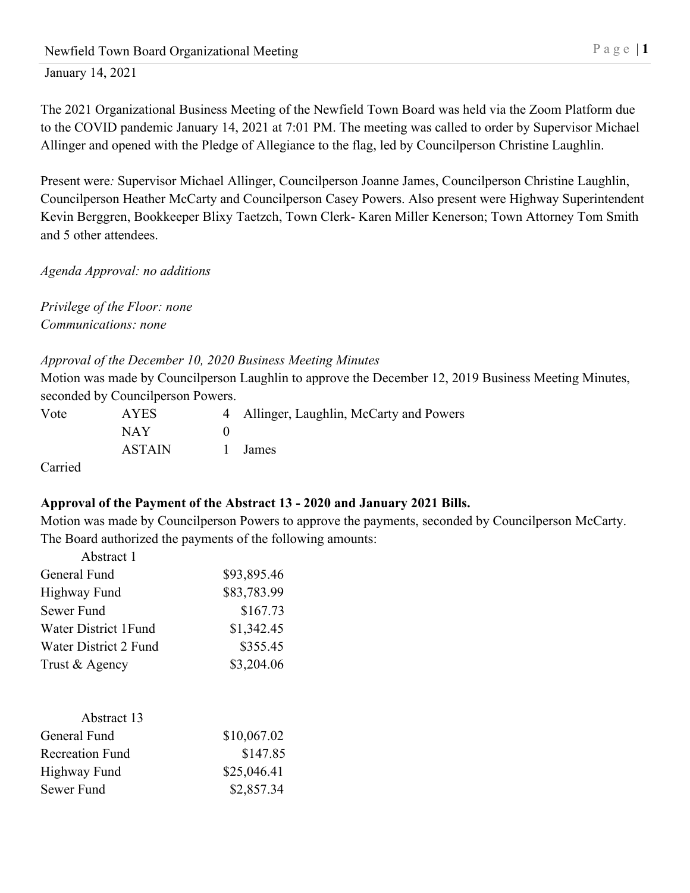January 14, 2021

The 2021 Organizational Business Meeting of the Newfield Town Board was held via the Zoom Platform due to the COVID pandemic January 14, 2021 at 7:01 PM. The meeting was called to order by Supervisor Michael Allinger and opened with the Pledge of Allegiance to the flag, led by Councilperson Christine Laughlin.

Present were*:* Supervisor Michael Allinger, Councilperson Joanne James, Councilperson Christine Laughlin, Councilperson Heather McCarty and Councilperson Casey Powers. Also present were Highway Superintendent Kevin Berggren, Bookkeeper Blixy Taetzch, Town Clerk- Karen Miller Kenerson; Town Attorney Tom Smith and 5 other attendees.

*Agenda Approval: no additions*

*Privilege of the Floor: none*
*Communications: none*

*Approval of the December 10, 2020 Business Meeting Minutes*
Motion was made by Councilperson Laughlin to approve the December 12, 2019 Business Meeting Minutes, seconded by Councilperson Powers.

| Vote | AYES | 4 | Allinger, Laughlin, McCarty and Powers |
|---|---|---|---|
| | NAY | 0 | |
| | ASTAIN | 1 | James |

Carried

**Approval of the Payment of the Abstract 13 - 2020 and January 2021 Bills.**
Motion was made by Councilperson Powers to approve the payments, seconded by Councilperson McCarty. The Board authorized the payments of the following amounts:

| Abstract 1 | |
|---|---|
| General Fund | $93,895.46 |
| Highway Fund | $83,783.99 |
| Sewer Fund | $167.73 |
| Water District 1Fund | $1,342.45 |
| Water District 2 Fund | $355.45 |
| Trust & Agency | $3,204.06 |

| Abstract 13 | |
|---|---|
| General Fund | $10,067.02 |
| Recreation Fund | $147.85 |
| Highway Fund | $25,046.41 |
| Sewer Fund | $2,857.34 |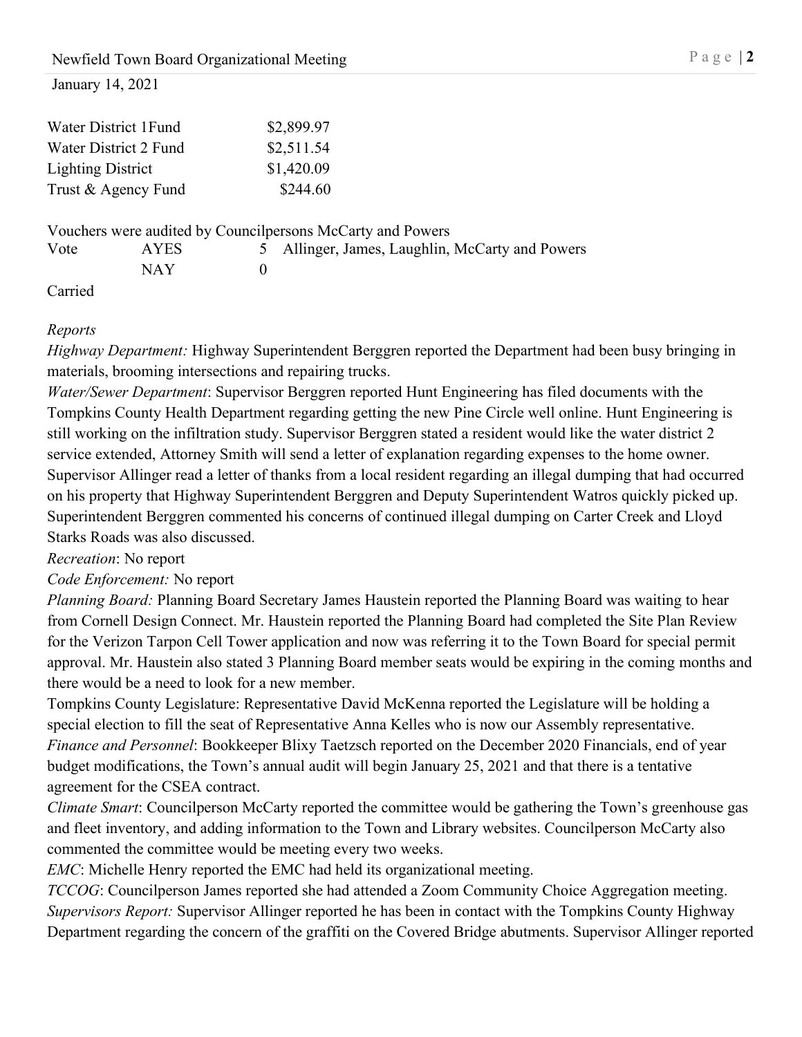January 14, 2021

| | |
|---|---|
| Water District 1Fund | $2,899.97 |
| Water District 2 Fund | $2,511.54 |
| Lighting District | $1,420.09 |
| Trust & Agency Fund | $244.60 |

Vouchers were audited by Councilpersons McCarty and Powers

| | | | |
|---|---|---|---|
| Vote | AYES | 5 | Allinger, James, Laughlin, McCarty and Powers |
| | NAY | 0 | |

Carried

*Reports*

*Highway Department:* Highway Superintendent Berggren reported the Department had been busy bringing in materials, brooming intersections and repairing trucks.

*Water/Sewer Department*: Supervisor Berggren reported Hunt Engineering has filed documents with the Tompkins County Health Department regarding getting the new Pine Circle well online. Hunt Engineering is still working on the infiltration study. Supervisor Berggren stated a resident would like the water district 2 service extended, Attorney Smith will send a letter of explanation regarding expenses to the home owner. Supervisor Allinger read a letter of thanks from a local resident regarding an illegal dumping that had occurred on his property that Highway Superintendent Berggren and Deputy Superintendent Watros quickly picked up. Superintendent Berggren commented his concerns of continued illegal dumping on Carter Creek and Lloyd Starks Roads was also discussed.

*Recreation*: No report

*Code Enforcement:* No report

*Planning Board:* Planning Board Secretary James Haustein reported the Planning Board was waiting to hear from Cornell Design Connect. Mr. Haustein reported the Planning Board had completed the Site Plan Review for the Verizon Tarpon Cell Tower application and now was referring it to the Town Board for special permit approval. Mr. Haustein also stated 3 Planning Board member seats would be expiring in the coming months and there would be a need to look for a new member.

Tompkins County Legislature: Representative David McKenna reported the Legislature will be holding a special election to fill the seat of Representative Anna Kelles who is now our Assembly representative.

*Finance and Personnel*: Bookkeeper Blixy Taetzsch reported on the December 2020 Financials, end of year budget modifications, the Town's annual audit will begin January 25, 2021 and that there is a tentative agreement for the CSEA contract.

*Climate Smart*: Councilperson McCarty reported the committee would be gathering the Town's greenhouse gas and fleet inventory, and adding information to the Town and Library websites. Councilperson McCarty also commented the committee would be meeting every two weeks.

*EMC*: Michelle Henry reported the EMC had held its organizational meeting.

*TCCOG*: Councilperson James reported she had attended a Zoom Community Choice Aggregation meeting.

*Supervisors Report:* Supervisor Allinger reported he has been in contact with the Tompkins County Highway Department regarding the concern of the graffiti on the Covered Bridge abutments. Supervisor Allinger reported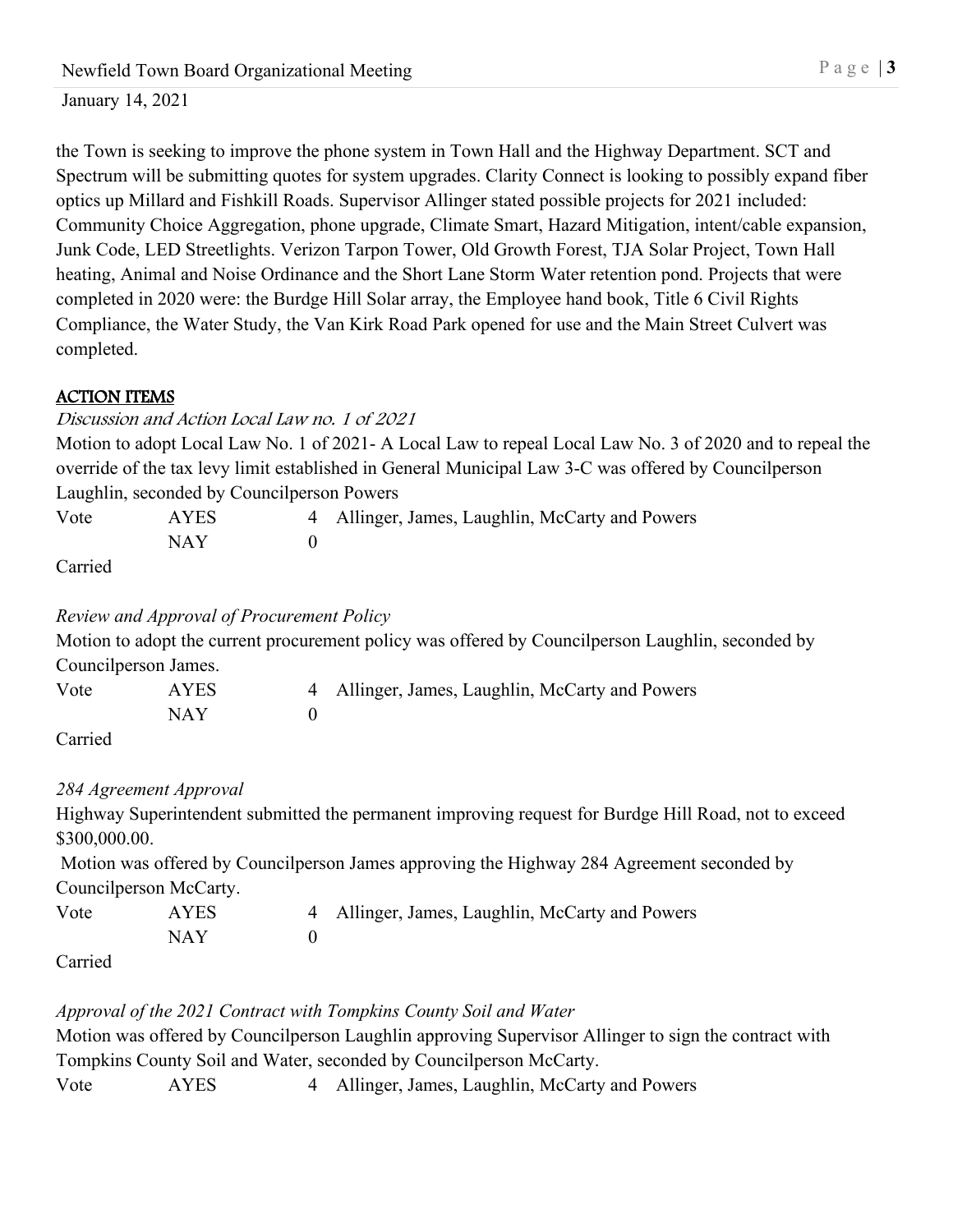the Town is seeking to improve the phone system in Town Hall and the Highway Department. SCT and Spectrum will be submitting quotes for system upgrades. Clarity Connect is looking to possibly expand fiber optics up Millard and Fishkill Roads. Supervisor Allinger stated possible projects for 2021 included: Community Choice Aggregation, phone upgrade, Climate Smart, Hazard Mitigation, intent/cable expansion, Junk Code, LED Streetlights. Verizon Tarpon Tower, Old Growth Forest, TJA Solar Project, Town Hall heating, Animal and Noise Ordinance and the Short Lane Storm Water retention pond. Projects that were completed in 2020 were: the Burdge Hill Solar array, the Employee hand book, Title 6 Civil Rights Compliance, the Water Study, the Van Kirk Road Park opened for use and the Main Street Culvert was completed.

## ACTION ITEMS

*Discussion and Action Local Law no. 1 of 2021*

Motion to adopt Local Law No. 1 of 2021- A Local Law to repeal Local Law No. 3 of 2020 and to repeal the override of the tax levy limit established in General Municipal Law 3-C was offered by Councilperson Laughlin, seconded by Councilperson Powers

| Vote | AYES | 4 | Allinger, James, Laughlin, McCarty and Powers |
|---|---|---|---|
| | NAY | 0 | |

Carried

*Review and Approval of Procurement Policy*

Motion to adopt the current procurement policy was offered by Councilperson Laughlin, seconded by Councilperson James.

| Vote | AYES | 4 | Allinger, James, Laughlin, McCarty and Powers |
|---|---|---|---|
| | NAY | 0 | |

Carried

*284 Agreement Approval*

Highway Superintendent submitted the permanent improving request for Burdge Hill Road, not to exceed $300,000.00.

Motion was offered by Councilperson James approving the Highway 284 Agreement seconded by Councilperson McCarty.

| Vote | AYES | 4 | Allinger, James, Laughlin, McCarty and Powers |
|---|---|---|---|
| | NAY | 0 | |

Carried

*Approval of the 2021 Contract with Tompkins County Soil and Water*

Motion was offered by Councilperson Laughlin approving Supervisor Allinger to sign the contract with Tompkins County Soil and Water, seconded by Councilperson McCarty.

| Vote | AYES | 4 | Allinger, James, Laughlin, McCarty and Powers |
|---|---|---|---|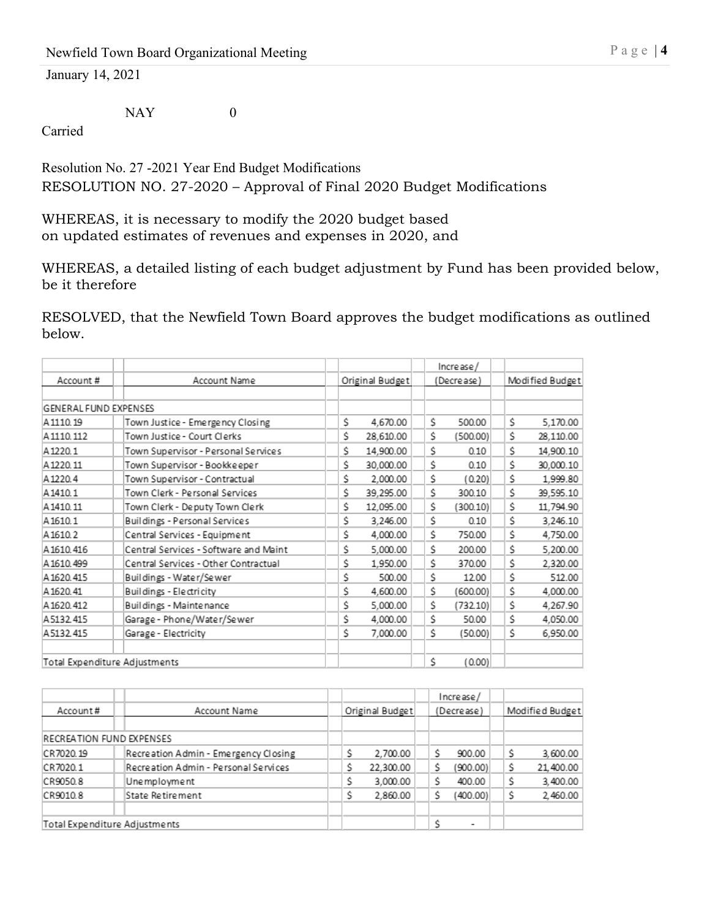NAY 0

Carried

Resolution No. 27 -2021 Year End Budget Modifications

RESOLUTION NO. 27-2020 – Approval of Final 2020 Budget Modifications

WHEREAS, it is necessary to modify the 2020 budget based on updated estimates of revenues and expenses in 2020, and

WHEREAS, a detailed listing of each budget adjustment by Fund has been provided below, be it therefore

RESOLVED, that the Newfield Town Board approves the budget modifications as outlined below.

| Account # | Account Name | Original Budget | Increase/ (Decrease) | Modified Budget |
|---|---|---|---|---|
| GENERAL FUND EXPENSES | | | | |
| A1110.19 | Town Justice - Emergency Closing | $ 4,670.00 | $ 500.00 | $ 5,170.00 |
| A1110.112 | Town Justice - Court Clerks | $ 28,610.00 | $ (500.00) | $ 28,110.00 |
| A1220.1 | Town Supervisor - Personal Services | $ 14,900.00 | $ 0.10 | $ 14,900.10 |
| A1220.11 | Town Supervisor - Bookkeeper | $ 30,000.00 | $ 0.10 | $ 30,000.10 |
| A1220.4 | Town Supervisor - Contractual | $ 2,000.00 | $ (0.20) | $ 1,999.80 |
| A1410.1 | Town Clerk - Personal Services | $ 39,295.00 | $ 300.10 | $ 39,595.10 |
| A1410.11 | Town Clerk - Deputy Town Clerk | $ 12,095.00 | $ (300.10) | $ 11,794.90 |
| A1610.1 | Buildings - Personal Services | $ 3,246.00 | $ 0.10 | $ 3,246.10 |
| A1610.2 | Central Services - Equipment | $ 4,000.00 | $ 750.00 | $ 4,750.00 |
| A1610.416 | Central Services - Software and Maint | $ 5,000.00 | $ 200.00 | $ 5,200.00 |
| A1610.499 | Central Services - Other Contractual | $ 1,950.00 | $ 370.00 | $ 2,320.00 |
| A1620.415 | Buildings - Water/Sewer | $ 500.00 | $ 12.00 | $ 512.00 |
| A1620.41 | Buildings - Electricity | $ 4,600.00 | $ (600.00) | $ 4,000.00 |
| A1620.412 | Buildings - Maintenance | $ 5,000.00 | $ (732.10) | $ 4,267.90 |
| A5132.415 | Garage - Phone/Water/Sewer | $ 4,000.00 | $ 50.00 | $ 4,050.00 |
| A5132.415 | Garage - Electricity | $ 7,000.00 | $ (50.00) | $ 6,950.00 |
| Total Expenditure Adjustments | | | $ (0.00) | |

| Account # | Account Name | Original Budget | Increase/ (Decrease) | Modified Budget |
|---|---|---|---|---|
| RECREATION FUND EXPENSES | | | | |
| CR7020.19 | Recreation Admin - Emergency Closing | $ 2,700.00 | $ 900.00 | $ 3,600.00 |
| CR7020.1 | Recreation Admin - Personal Services | $ 22,300.00 | $ (900.00) | $ 21,400.00 |
| CR9050.8 | Unemployment | $ 3,000.00 | $ 400.00 | $ 3,400.00 |
| CR9010.8 | State Retirement | $ 2,860.00 | $ (400.00) | $ 2,460.00 |
| Total Expenditure Adjustments | | | $ - | |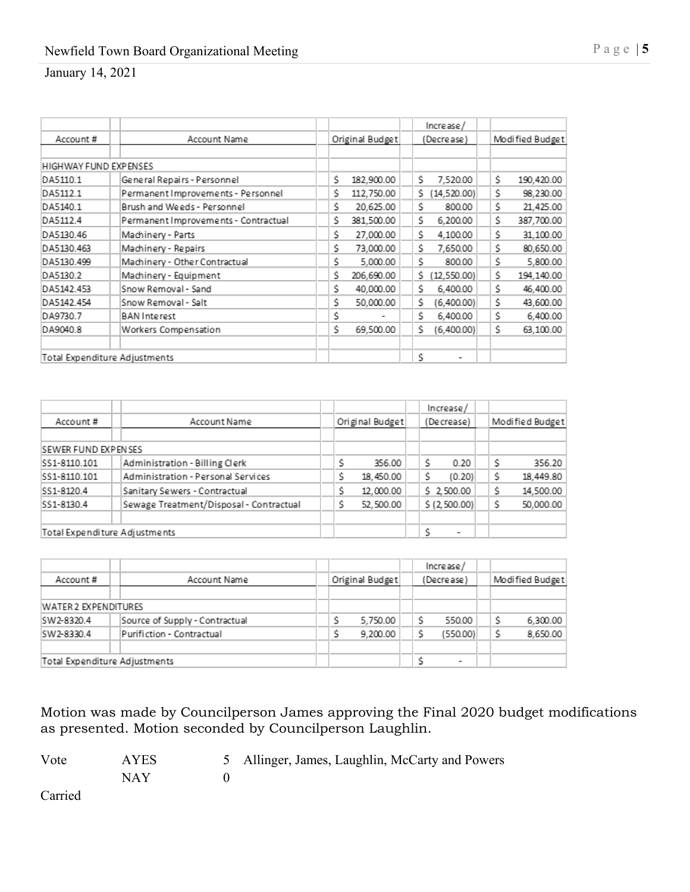| Account # | Account Name | Original Budget | Increase/ (Decrease) | Modified Budget |
|---|---|---|---|---|
| HIGHWAY FUND EXPENSES | | | | |
| DA5110.1 | General Repairs - Personnel | $ 182,900.00 | $ 7,520.00 | $ 190,420.00 |
| DA5112.1 | Permanent Improvements - Personnel | $ 112,750.00 | $ (14,520.00) | $ 98,230.00 |
| DA5140.1 | Brush and Weeds - Personnel | $ 20,625.00 | $ 800.00 | $ 21,425.00 |
| DA5112.4 | Permanent Improvements - Contractual | $ 381,500.00 | $ 6,200.00 | $ 387,700.00 |
| DA5130.46 | Machinery - Parts | $ 27,000.00 | $ 4,100.00 | $ 31,100.00 |
| DA5130.463 | Machinery - Repairs | $ 73,000.00 | $ 7,650.00 | $ 80,650.00 |
| DA5130.499 | Machinery - Other Contractual | $ 5,000.00 | $ 800.00 | $ 5,800.00 |
| DA5130.2 | Machinery - Equipment | $ 206,690.00 | $ (12,550.00) | $ 194,140.00 |
| DA5142.453 | Snow Removal - Sand | $ 40,000.00 | $ 6,400.00 | $ 46,400.00 |
| DA5142.454 | Snow Removal - Salt | $ 50,000.00 | $ (6,400.00) | $ 43,600.00 |
| DA9730.7 | BAN Interest | $ - | $ 6,400.00 | $ 6,400.00 |
| DA9040.8 | Workers Compensation | $ 69,500.00 | $ (6,400.00) | $ 63,100.00 |
| Total Expenditure Adjustments | | | $ - | |

| Account # | Account Name | Original Budget | Increase/ (Decrease) | Modified Budget |
|---|---|---|---|---|
| SEWER FUND EXPENSES | | | | |
| SS1-8110.101 | Administration - Billing Clerk | $ 356.00 | $ 0.20 | $ 356.20 |
| SS1-8110.101 | Administration - Personal Services | $ 18,450.00 | $ (0.20) | $ 18,449.80 |
| SS1-8120.4 | Sanitary Sewers - Contractual | $ 12,000.00 | $ 2,500.00 | $ 14,500.00 |
| SS1-8130.4 | Sewage Treatment/Disposal - Contractual | $ 52,500.00 | $ (2,500.00) | $ 50,000.00 |
| Total Expenditure Adjustments | | | $ - | |

| Account # | Account Name | Original Budget | Increase/ (Decrease) | Modified Budget |
|---|---|---|---|---|
| WATER 2 EXPENDITURES | | | | |
| SW2-8320.4 | Source of Supply - Contractual | $ 5,750.00 | $ 550.00 | $ 6,300.00 |
| SW2-8330.4 | Purifiction - Contractual | $ 9,200.00 | $ (550.00) | $ 8,650.00 |
| Total Expenditure Adjustments | | | $ - | |

Motion was made by Councilperson James approving the Final 2020 budget modifications as presented. Motion seconded by Councilperson Laughlin.

Vote AYES 5 Allinger, James, Laughlin, McCarty and Powers

NAY 0

Carried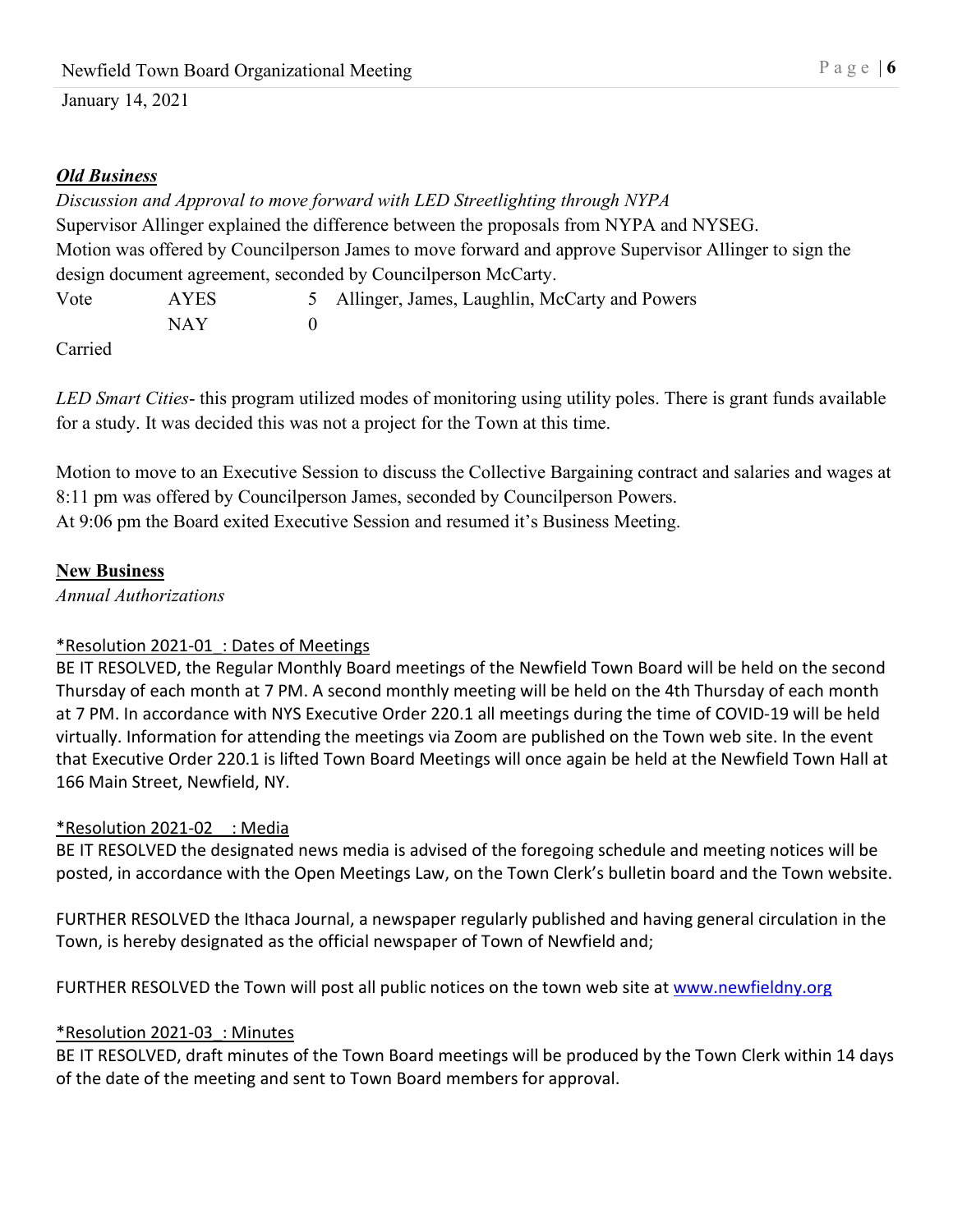***Old Business***

*Discussion and Approval to move forward with LED Streetlighting through NYPA*

Supervisor Allinger explained the difference between the proposals from NYPA and NYSEG.

Motion was offered by Councilperson James to move forward and approve Supervisor Allinger to sign the design document agreement, seconded by Councilperson McCarty.

| Vote | AYES | 5 | Allinger, James, Laughlin, McCarty and Powers |
|---|---|---|---|
| | NAY | 0 | |

Carried

*LED Smart Cities*- this program utilized modes of monitoring using utility poles. There is grant funds available for a study. It was decided this was not a project for the Town at this time.

Motion to move to an Executive Session to discuss the Collective Bargaining contract and salaries and wages at 8:11 pm was offered by Councilperson James, seconded by Councilperson Powers.

At 9:06 pm the Board exited Executive Session and resumed it's Business Meeting.

**New Business**

*Annual Authorizations*

*Resolution 2021-01_: Dates of Meetings

BE IT RESOLVED, the Regular Monthly Board meetings of the Newfield Town Board will be held on the second Thursday of each month at 7 PM. A second monthly meeting will be held on the 4th Thursday of each month at 7 PM. In accordance with NYS Executive Order 220.1 all meetings during the time of COVID-19 will be held virtually. Information for attending the meetings via Zoom are published on the Town web site. In the event that Executive Order 220.1 is lifted Town Board Meetings will once again be held at the Newfield Town Hall at 166 Main Street, Newfield, NY.

*Resolution 2021-02 : Media

BE IT RESOLVED the designated news media is advised of the foregoing schedule and meeting notices will be posted, in accordance with the Open Meetings Law, on the Town Clerk's bulletin board and the Town website.

FURTHER RESOLVED the Ithaca Journal, a newspaper regularly published and having general circulation in the Town, is hereby designated as the official newspaper of Town of Newfield and;

FURTHER RESOLVED the Town will post all public notices on the town web site at www.newfieldny.org

*Resolution 2021-03_: Minutes

BE IT RESOLVED, draft minutes of the Town Board meetings will be produced by the Town Clerk within 14 days of the date of the meeting and sent to Town Board members for approval.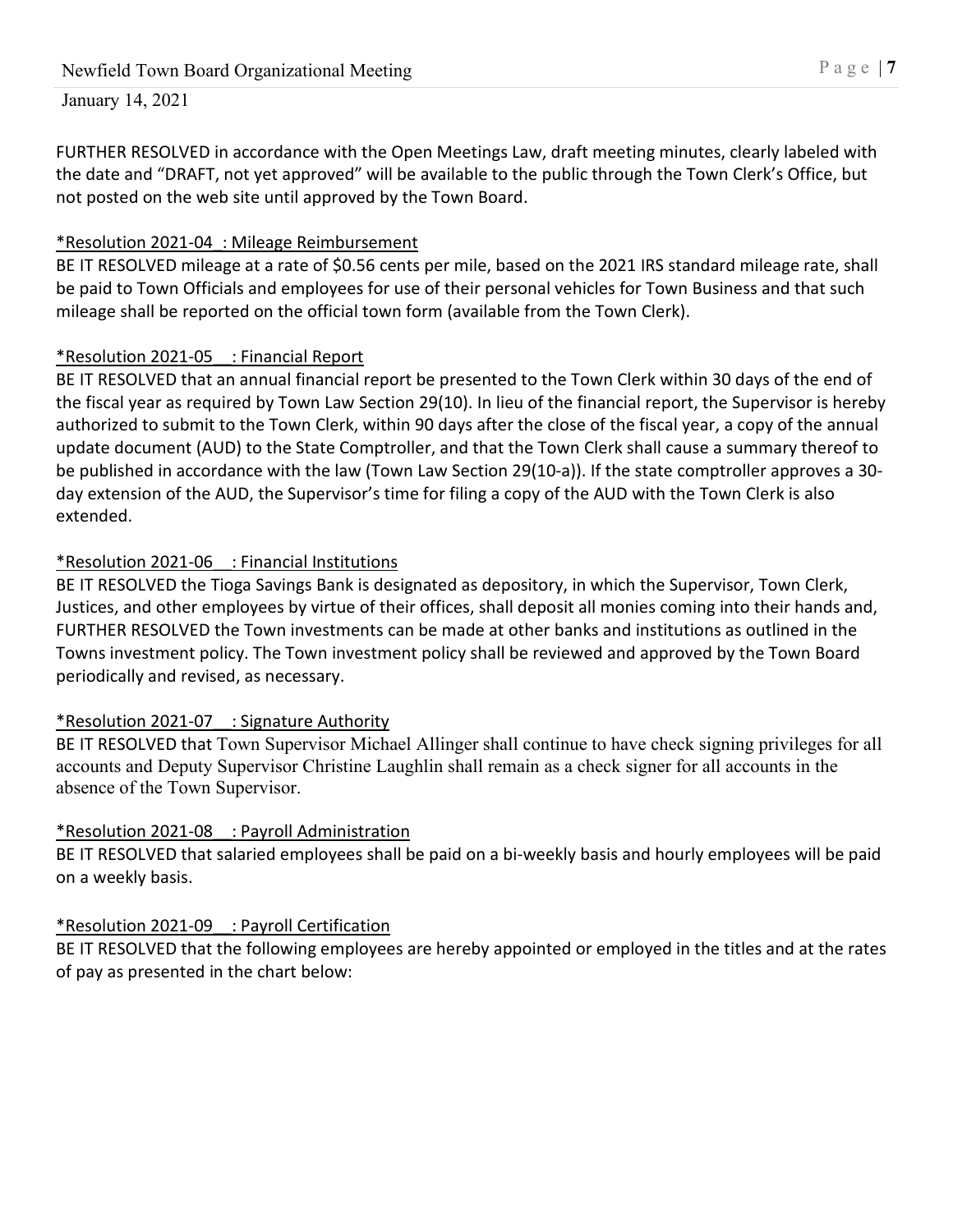FURTHER RESOLVED in accordance with the Open Meetings Law, draft meeting minutes, clearly labeled with the date and "DRAFT, not yet approved" will be available to the public through the Town Clerk's Office, but not posted on the web site until approved by the Town Board.

*Resolution 2021-04 : Mileage Reimbursement
BE IT RESOLVED mileage at a rate of $0.56 cents per mile, based on the 2021 IRS standard mileage rate, shall be paid to Town Officials and employees for use of their personal vehicles for Town Business and that such mileage shall be reported on the official town form (available from the Town Clerk).

*Resolution 2021-05 : Financial Report
BE IT RESOLVED that an annual financial report be presented to the Town Clerk within 30 days of the end of the fiscal year as required by Town Law Section 29(10). In lieu of the financial report, the Supervisor is hereby authorized to submit to the Town Clerk, within 90 days after the close of the fiscal year, a copy of the annual update document (AUD) to the State Comptroller, and that the Town Clerk shall cause a summary thereof to be published in accordance with the law (Town Law Section 29(10-a)). If the state comptroller approves a 30-day extension of the AUD, the Supervisor's time for filing a copy of the AUD with the Town Clerk is also extended.

*Resolution 2021-06 : Financial Institutions
BE IT RESOLVED the Tioga Savings Bank is designated as depository, in which the Supervisor, Town Clerk, Justices, and other employees by virtue of their offices, shall deposit all monies coming into their hands and, FURTHER RESOLVED the Town investments can be made at other banks and institutions as outlined in the Towns investment policy. The Town investment policy shall be reviewed and approved by the Town Board periodically and revised, as necessary.

*Resolution 2021-07 : Signature Authority
BE IT RESOLVED that Town Supervisor Michael Allinger shall continue to have check signing privileges for all accounts and Deputy Supervisor Christine Laughlin shall remain as a check signer for all accounts in the absence of the Town Supervisor.

*Resolution 2021-08 : Payroll Administration
BE IT RESOLVED that salaried employees shall be paid on a bi-weekly basis and hourly employees will be paid on a weekly basis.

*Resolution 2021-09 : Payroll Certification
BE IT RESOLVED that the following employees are hereby appointed or employed in the titles and at the rates of pay as presented in the chart below: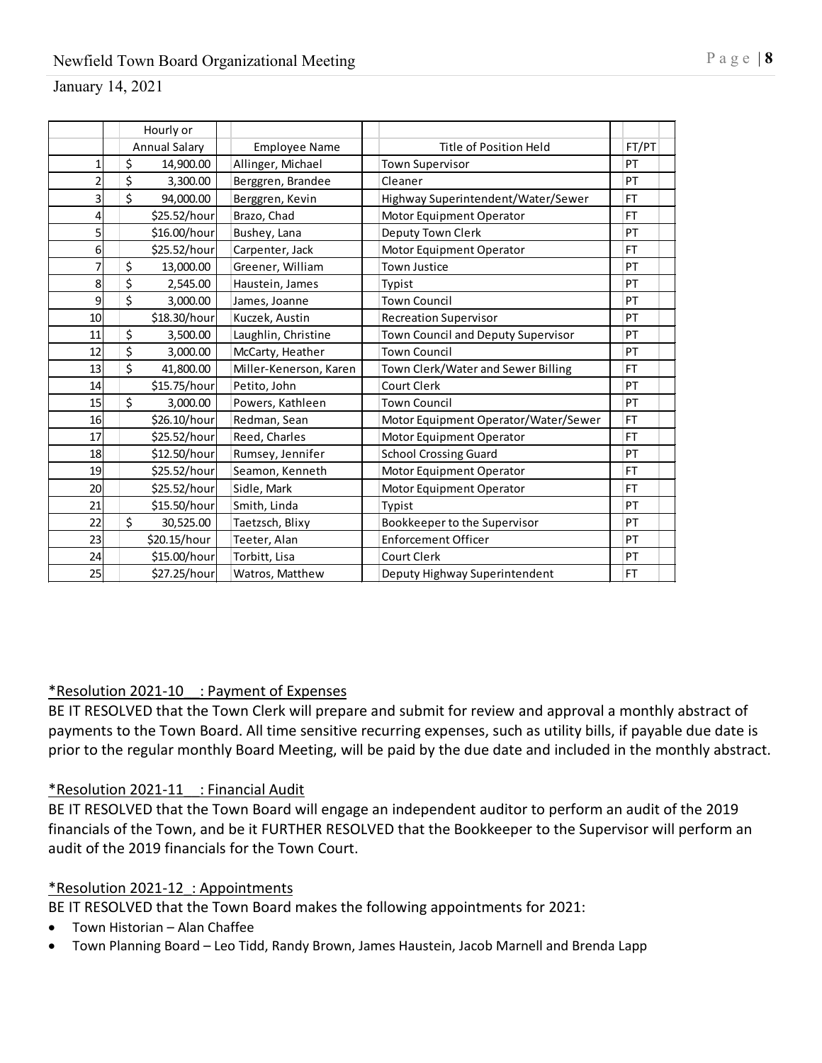| | Hourly or Annual Salary | Employee Name | Title of Position Held | FT/PT |
|---|---|---|---|---|
| 1 | $ 14,900.00 | Allinger, Michael | Town Supervisor | PT |
| 2 | $ 3,300.00 | Berggren, Brandee | Cleaner | PT |
| 3 | $ 94,000.00 | Berggren, Kevin | Highway Superintendent/Water/Sewer | FT |
| 4 | $25.52/hour | Brazo, Chad | Motor Equipment Operator | FT |
| 5 | $16.00/hour | Bushey, Lana | Deputy Town Clerk | PT |
| 6 | $25.52/hour | Carpenter, Jack | Motor Equipment Operator | FT |
| 7 | $ 13,000.00 | Greener, William | Town Justice | PT |
| 8 | $ 2,545.00 | Haustein, James | Typist | PT |
| 9 | $ 3,000.00 | James, Joanne | Town Council | PT |
| 10 | $18.30/hour | Kuczek, Austin | Recreation Supervisor | PT |
| 11 | $ 3,500.00 | Laughlin, Christine | Town Council and Deputy Supervisor | PT |
| 12 | $ 3,000.00 | McCarty, Heather | Town Council | PT |
| 13 | $ 41,800.00 | Miller-Kenerson, Karen | Town Clerk/Water and Sewer Billing | FT |
| 14 | $15.75/hour | Petito, John | Court Clerk | PT |
| 15 | $ 3,000.00 | Powers, Kathleen | Town Council | PT |
| 16 | $26.10/hour | Redman, Sean | Motor Equipment Operator/Water/Sewer | FT |
| 17 | $25.52/hour | Reed, Charles | Motor Equipment Operator | FT |
| 18 | $12.50/hour | Rumsey, Jennifer | School Crossing Guard | PT |
| 19 | $25.52/hour | Seamon, Kenneth | Motor Equipment Operator | FT |
| 20 | $25.52/hour | Sidle, Mark | Motor Equipment Operator | FT |
| 21 | $15.50/hour | Smith, Linda | Typist | PT |
| 22 | $ 30,525.00 | Taetzsch, Blixy | Bookkeeper to the Supervisor | PT |
| 23 | $20.15/hour | Teeter, Alan | Enforcement Officer | PT |
| 24 | $15.00/hour | Torbitt, Lisa | Court Clerk | PT |
| 25 | $27.25/hour | Watros, Matthew | Deputy Highway Superintendent | FT |

*Resolution 2021-10__: Payment of Expenses

BE IT RESOLVED that the Town Clerk will prepare and submit for review and approval a monthly abstract of payments to the Town Board. All time sensitive recurring expenses, such as utility bills, if payable due date is prior to the regular monthly Board Meeting, will be paid by the due date and included in the monthly abstract.

*Resolution 2021-11__: Financial Audit

BE IT RESOLVED that the Town Board will engage an independent auditor to perform an audit of the 2019 financials of the Town, and be it FURTHER RESOLVED that the Bookkeeper to the Supervisor will perform an audit of the 2019 financials for the Town Court.

*Resolution 2021-12_: Appointments

BE IT RESOLVED that the Town Board makes the following appointments for 2021:

- Town Historian – Alan Chaffee
- Town Planning Board – Leo Tidd, Randy Brown, James Haustein, Jacob Marnell and Brenda Lapp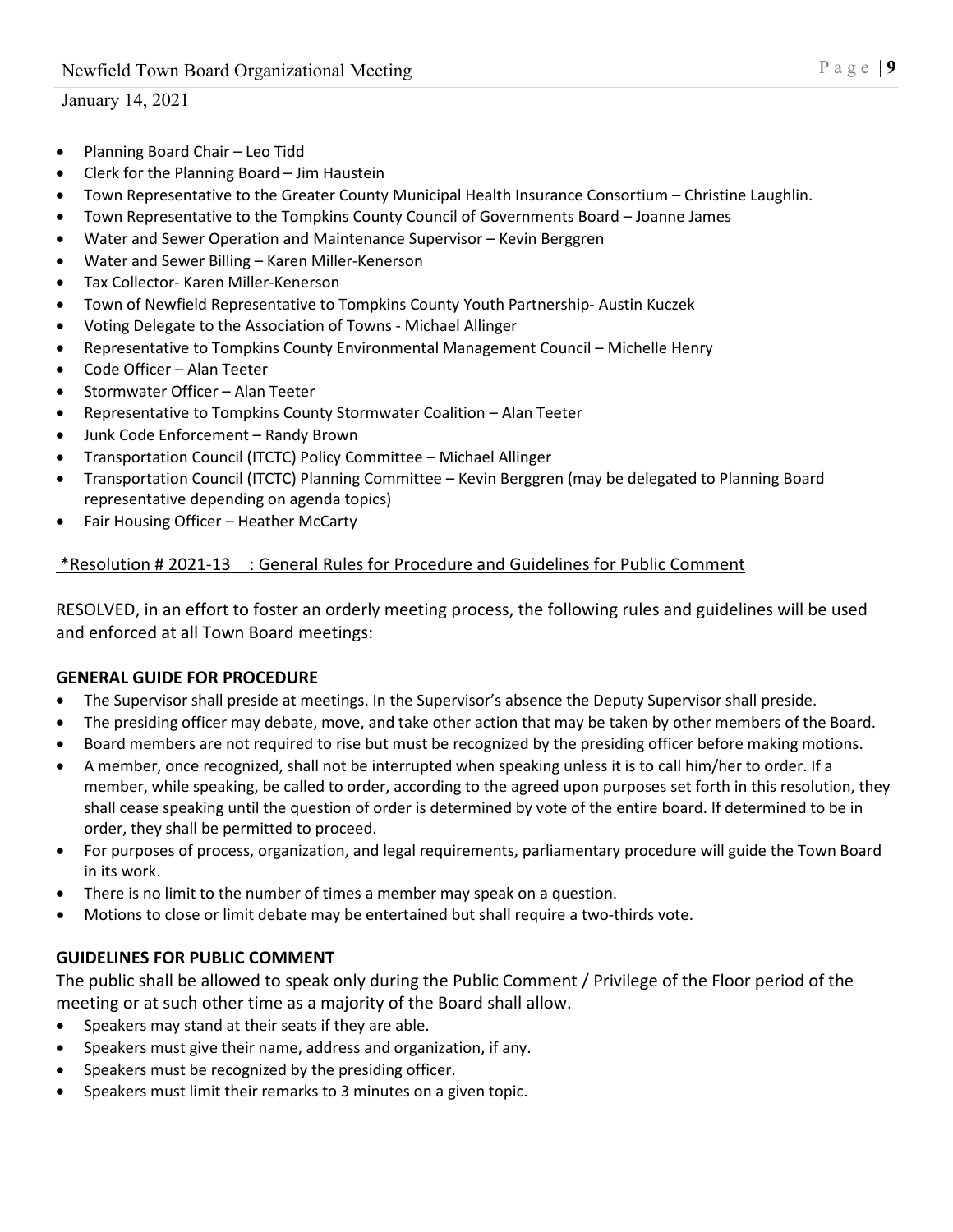- Planning Board Chair – Leo Tidd
- Clerk for the Planning Board – Jim Haustein
- Town Representative to the Greater County Municipal Health Insurance Consortium – Christine Laughlin.
- Town Representative to the Tompkins County Council of Governments Board – Joanne James
- Water and Sewer Operation and Maintenance Supervisor – Kevin Berggren
- Water and Sewer Billing – Karen Miller-Kenerson
- Tax Collector- Karen Miller-Kenerson
- Town of Newfield Representative to Tompkins County Youth Partnership- Austin Kuczek
- Voting Delegate to the Association of Towns - Michael Allinger
- Representative to Tompkins County Environmental Management Council – Michelle Henry
- Code Officer – Alan Teeter
- Stormwater Officer – Alan Teeter
- Representative to Tompkins County Stormwater Coalition – Alan Teeter
- Junk Code Enforcement – Randy Brown
- Transportation Council (ITCTC) Policy Committee – Michael Allinger
- Transportation Council (ITCTC) Planning Committee – Kevin Berggren (may be delegated to Planning Board representative depending on agenda topics)
- Fair Housing Officer – Heather McCarty

*Resolution # 2021-13 : General Rules for Procedure and Guidelines for Public Comment

RESOLVED, in an effort to foster an orderly meeting process, the following rules and guidelines will be used and enforced at all Town Board meetings:

**GENERAL GUIDE FOR PROCEDURE**

- The Supervisor shall preside at meetings. In the Supervisor's absence the Deputy Supervisor shall preside.
- The presiding officer may debate, move, and take other action that may be taken by other members of the Board.
- Board members are not required to rise but must be recognized by the presiding officer before making motions.
- A member, once recognized, shall not be interrupted when speaking unless it is to call him/her to order. If a member, while speaking, be called to order, according to the agreed upon purposes set forth in this resolution, they shall cease speaking until the question of order is determined by vote of the entire board. If determined to be in order, they shall be permitted to proceed.
- For purposes of process, organization, and legal requirements, parliamentary procedure will guide the Town Board in its work.
- There is no limit to the number of times a member may speak on a question.
- Motions to close or limit debate may be entertained but shall require a two-thirds vote.

**GUIDELINES FOR PUBLIC COMMENT**

The public shall be allowed to speak only during the Public Comment / Privilege of the Floor period of the meeting or at such other time as a majority of the Board shall allow.

- Speakers may stand at their seats if they are able.
- Speakers must give their name, address and organization, if any.
- Speakers must be recognized by the presiding officer.
- Speakers must limit their remarks to 3 minutes on a given topic.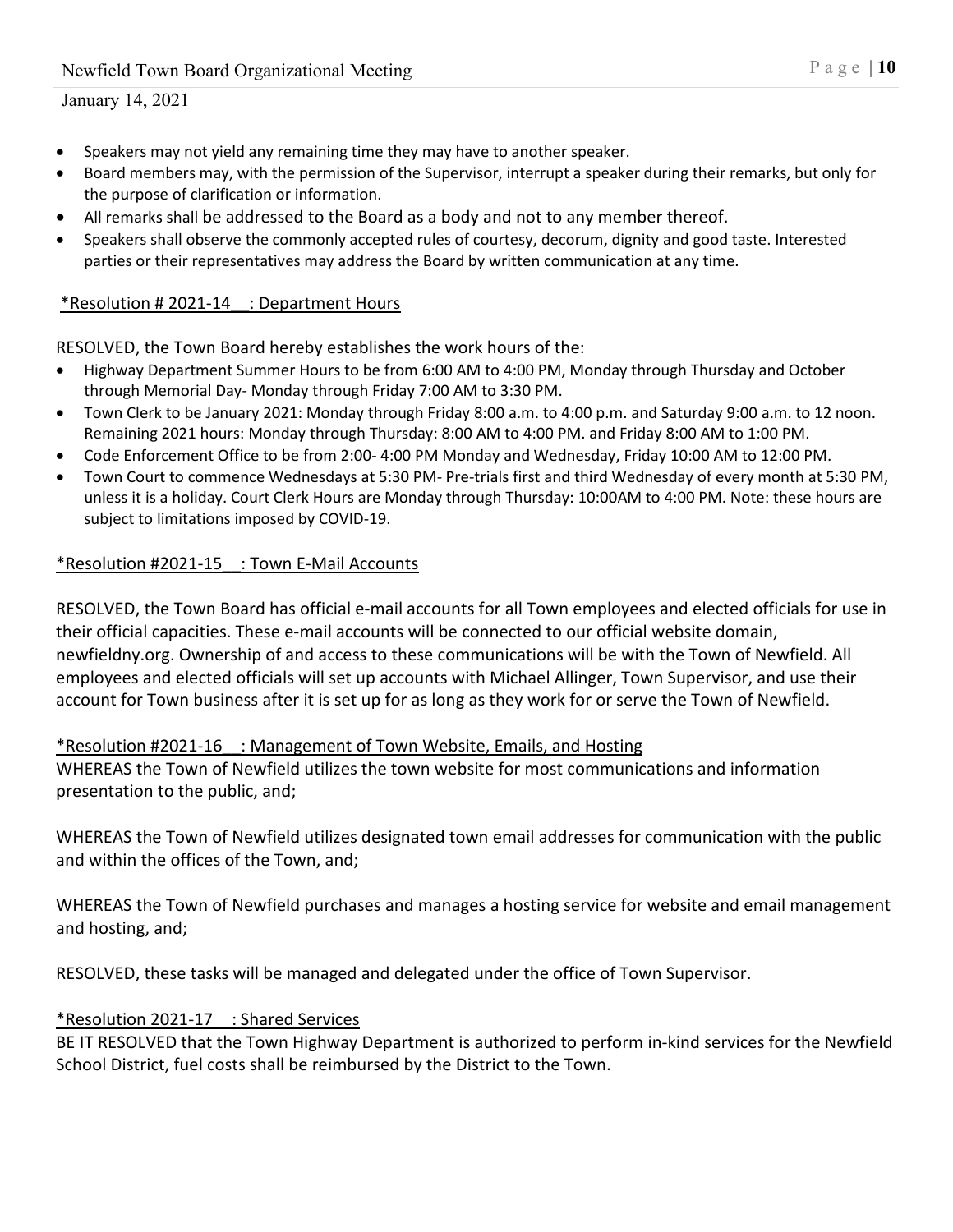- Speakers may not yield any remaining time they may have to another speaker.
- Board members may, with the permission of the Supervisor, interrupt a speaker during their remarks, but only for the purpose of clarification or information.
- All remarks shall be addressed to the Board as a body and not to any member thereof.
- Speakers shall observe the commonly accepted rules of courtesy, decorum, dignity and good taste. Interested parties or their representatives may address the Board by written communication at any time.

*Resolution # 2021-14__: Department Hours*

RESOLVED, the Town Board hereby establishes the work hours of the:

- Highway Department Summer Hours to be from 6:00 AM to 4:00 PM, Monday through Thursday and October through Memorial Day- Monday through Friday 7:00 AM to 3:30 PM.
- Town Clerk to be January 2021: Monday through Friday 8:00 a.m. to 4:00 p.m. and Saturday 9:00 a.m. to 12 noon. Remaining 2021 hours: Monday through Thursday: 8:00 AM to 4:00 PM. and Friday 8:00 AM to 1:00 PM.
- Code Enforcement Office to be from 2:00- 4:00 PM Monday and Wednesday, Friday 10:00 AM to 12:00 PM.
- Town Court to commence Wednesdays at 5:30 PM- Pre-trials first and third Wednesday of every month at 5:30 PM, unless it is a holiday. Court Clerk Hours are Monday through Thursday: 10:00AM to 4:00 PM. Note: these hours are subject to limitations imposed by COVID-19.

*Resolution #2021-15__: Town E-Mail Accounts

RESOLVED, the Town Board has official e-mail accounts for all Town employees and elected officials for use in their official capacities. These e-mail accounts will be connected to our official website domain, newfieldny.org. Ownership of and access to these communications will be with the Town of Newfield. All employees and elected officials will set up accounts with Michael Allinger, Town Supervisor, and use their account for Town business after it is set up for as long as they work for or serve the Town of Newfield.

*Resolution #2021-16__: Management of Town Website, Emails, and Hosting

WHEREAS the Town of Newfield utilizes the town website for most communications and information presentation to the public, and;

WHEREAS the Town of Newfield utilizes designated town email addresses for communication with the public and within the offices of the Town, and;

WHEREAS the Town of Newfield purchases and manages a hosting service for website and email management and hosting, and;

RESOLVED, these tasks will be managed and delegated under the office of Town Supervisor.

*Resolution 2021-17__: Shared Services

BE IT RESOLVED that the Town Highway Department is authorized to perform in-kind services for the Newfield School District, fuel costs shall be reimbursed by the District to the Town.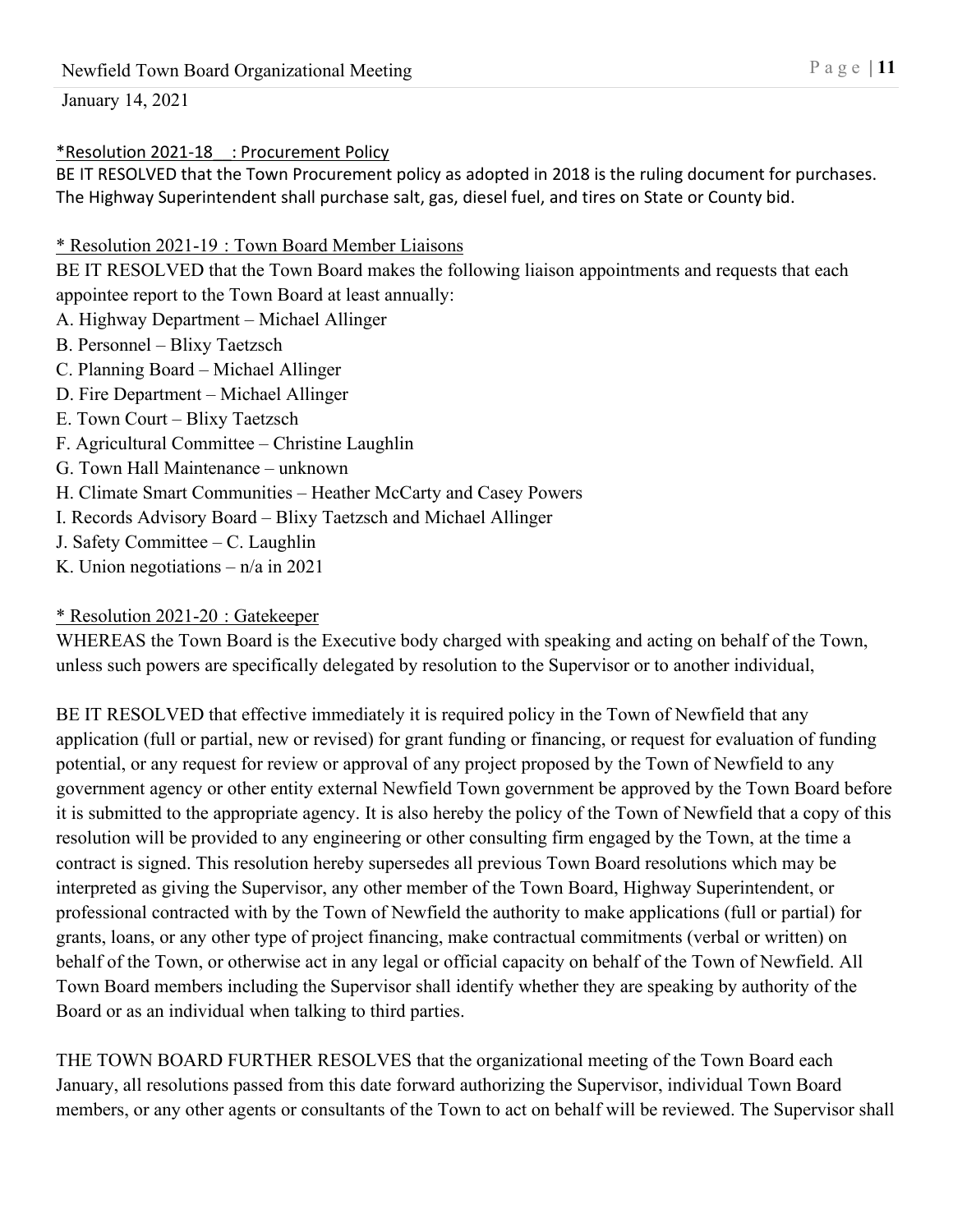*Resolution 2021-18 : Procurement Policy

BE IT RESOLVED that the Town Procurement policy as adopted in 2018 is the ruling document for purchases. The Highway Superintendent shall purchase salt, gas, diesel fuel, and tires on State or County bid.

* Resolution 2021-19 : Town Board Member Liaisons

BE IT RESOLVED that the Town Board makes the following liaison appointments and requests that each appointee report to the Town Board at least annually:

A. Highway Department – Michael Allinger
B. Personnel – Blixy Taetzsch
C. Planning Board – Michael Allinger
D. Fire Department – Michael Allinger
E. Town Court – Blixy Taetzsch
F. Agricultural Committee – Christine Laughlin
G. Town Hall Maintenance – unknown
H. Climate Smart Communities – Heather McCarty and Casey Powers
I. Records Advisory Board – Blixy Taetzsch and Michael Allinger
J. Safety Committee – C. Laughlin
K. Union negotiations – n/a in 2021

* Resolution 2021-20 : Gatekeeper

WHEREAS the Town Board is the Executive body charged with speaking and acting on behalf of the Town, unless such powers are specifically delegated by resolution to the Supervisor or to another individual,

BE IT RESOLVED that effective immediately it is required policy in the Town of Newfield that any application (full or partial, new or revised) for grant funding or financing, or request for evaluation of funding potential, or any request for review or approval of any project proposed by the Town of Newfield to any government agency or other entity external Newfield Town government be approved by the Town Board before it is submitted to the appropriate agency. It is also hereby the policy of the Town of Newfield that a copy of this resolution will be provided to any engineering or other consulting firm engaged by the Town, at the time a contract is signed. This resolution hereby supersedes all previous Town Board resolutions which may be interpreted as giving the Supervisor, any other member of the Town Board, Highway Superintendent, or professional contracted with by the Town of Newfield the authority to make applications (full or partial) for grants, loans, or any other type of project financing, make contractual commitments (verbal or written) on behalf of the Town, or otherwise act in any legal or official capacity on behalf of the Town of Newfield. All Town Board members including the Supervisor shall identify whether they are speaking by authority of the Board or as an individual when talking to third parties.

THE TOWN BOARD FURTHER RESOLVES that the organizational meeting of the Town Board each January, all resolutions passed from this date forward authorizing the Supervisor, individual Town Board members, or any other agents or consultants of the Town to act on behalf will be reviewed. The Supervisor shall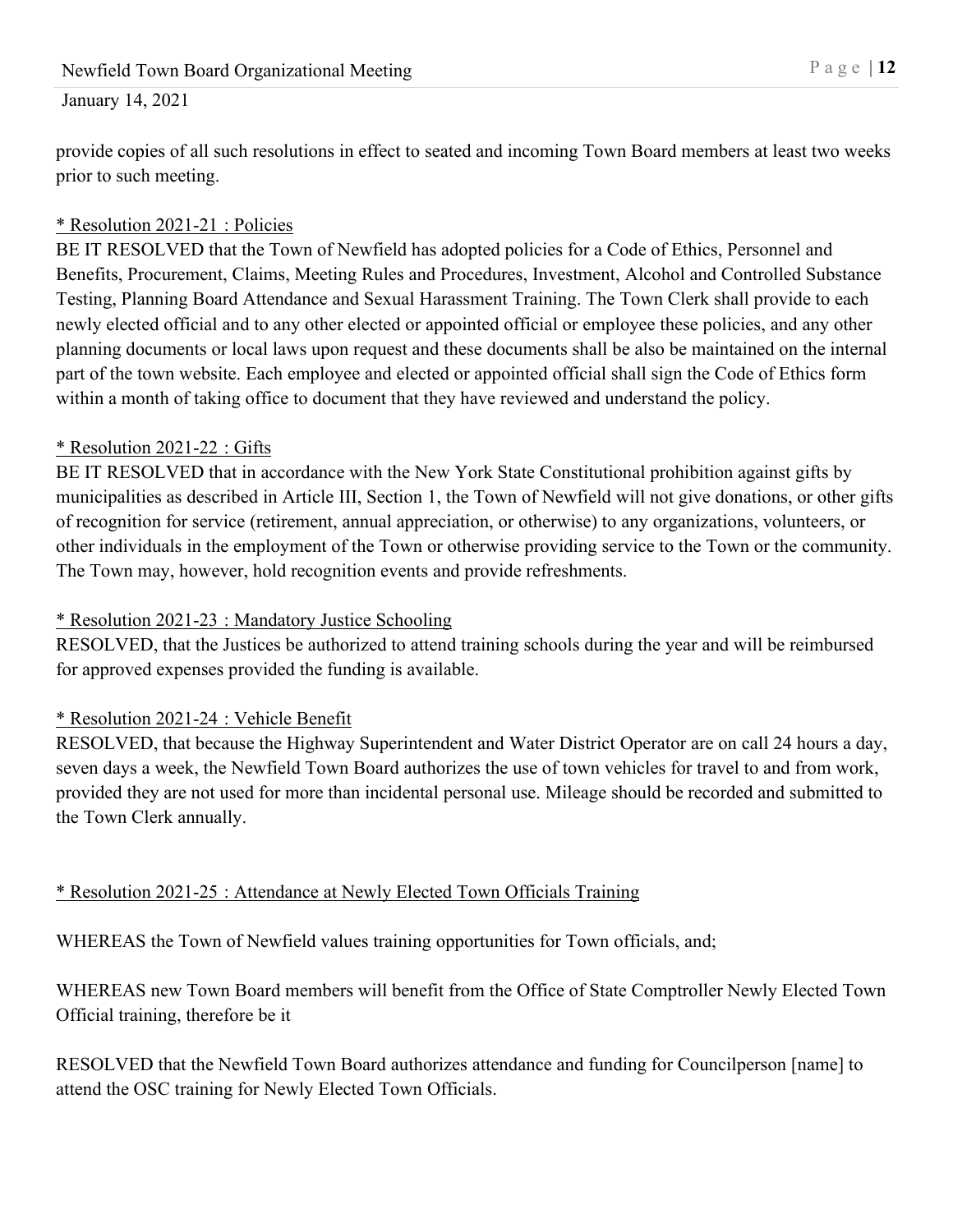provide copies of all such resolutions in effect to seated and incoming Town Board members at least two weeks prior to such meeting.

<u>* Resolution 2021-21 : Policies</u>
BE IT RESOLVED that the Town of Newfield has adopted policies for a Code of Ethics, Personnel and Benefits, Procurement, Claims, Meeting Rules and Procedures, Investment, Alcohol and Controlled Substance Testing, Planning Board Attendance and Sexual Harassment Training. The Town Clerk shall provide to each newly elected official and to any other elected or appointed official or employee these policies, and any other planning documents or local laws upon request and these documents shall be also be maintained on the internal part of the town website. Each employee and elected or appointed official shall sign the Code of Ethics form within a month of taking office to document that they have reviewed and understand the policy.

<u>* Resolution 2021-22 : Gifts</u>
BE IT RESOLVED that in accordance with the New York State Constitutional prohibition against gifts by municipalities as described in Article III, Section 1, the Town of Newfield will not give donations, or other gifts of recognition for service (retirement, annual appreciation, or otherwise) to any organizations, volunteers, or other individuals in the employment of the Town or otherwise providing service to the Town or the community. The Town may, however, hold recognition events and provide refreshments.

<u>* Resolution 2021-23 : Mandatory Justice Schooling</u>
RESOLVED, that the Justices be authorized to attend training schools during the year and will be reimbursed for approved expenses provided the funding is available.

<u>* Resolution 2021-24 : Vehicle Benefit</u>
RESOLVED, that because the Highway Superintendent and Water District Operator are on call 24 hours a day, seven days a week, the Newfield Town Board authorizes the use of town vehicles for travel to and from work, provided they are not used for more than incidental personal use. Mileage should be recorded and submitted to the Town Clerk annually.

<u>* Resolution 2021-25 : Attendance at Newly Elected Town Officials Training</u>

WHEREAS the Town of Newfield values training opportunities for Town officials, and;

WHEREAS new Town Board members will benefit from the Office of State Comptroller Newly Elected Town Official training, therefore be it

RESOLVED that the Newfield Town Board authorizes attendance and funding for Councilperson [name] to attend the OSC training for Newly Elected Town Officials.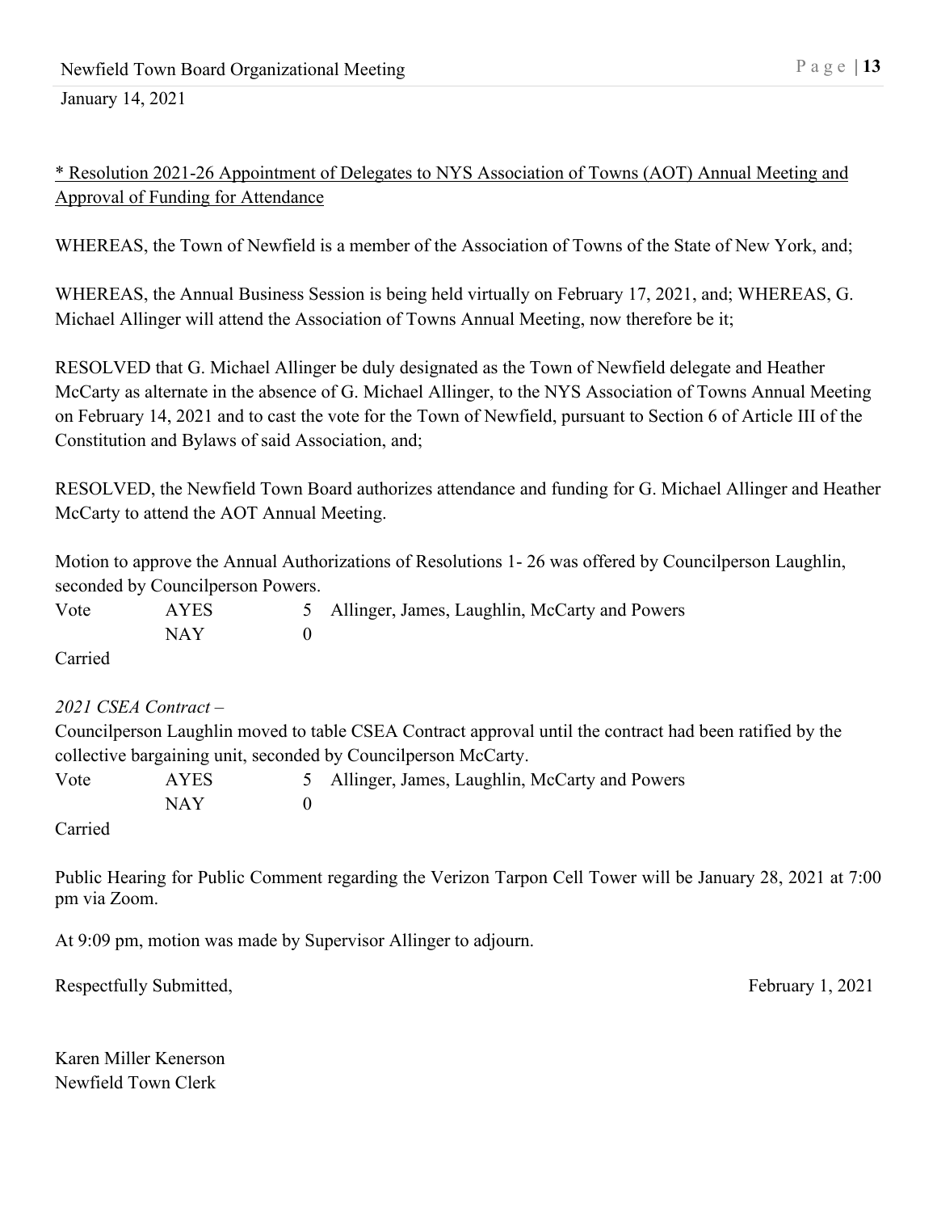<u>* Resolution 2021-26 Appointment of Delegates to NYS Association of Towns (AOT) Annual Meeting and Approval of Funding for Attendance</u>

WHEREAS, the Town of Newfield is a member of the Association of Towns of the State of New York, and;

WHEREAS, the Annual Business Session is being held virtually on February 17, 2021, and; WHEREAS, G. Michael Allinger will attend the Association of Towns Annual Meeting, now therefore be it;

RESOLVED that G. Michael Allinger be duly designated as the Town of Newfield delegate and Heather McCarty as alternate in the absence of G. Michael Allinger, to the NYS Association of Towns Annual Meeting on February 14, 2021 and to cast the vote for the Town of Newfield, pursuant to Section 6 of Article III of the Constitution and Bylaws of said Association, and;

RESOLVED, the Newfield Town Board authorizes attendance and funding for G. Michael Allinger and Heather McCarty to attend the AOT Annual Meeting.

Motion to approve the Annual Authorizations of Resolutions 1- 26 was offered by Councilperson Laughlin, seconded by Councilperson Powers.

| | | | |
|---|---|---|---|
| Vote | AYES | 5 | Allinger, James, Laughlin, McCarty and Powers |
| | NAY | 0 | |

Carried

*2021 CSEA Contract –*

Councilperson Laughlin moved to table CSEA Contract approval until the contract had been ratified by the collective bargaining unit, seconded by Councilperson McCarty.

| | | | |
|---|---|---|---|
| Vote | AYES | 5 | Allinger, James, Laughlin, McCarty and Powers |
| | NAY | 0 | |

Carried

Public Hearing for Public Comment regarding the Verizon Tarpon Cell Tower will be January 28, 2021 at 7:00 pm via Zoom.

At 9:09 pm, motion was made by Supervisor Allinger to adjourn.

Respectfully Submitted, February 1, 2021

Karen Miller Kenerson
Newfield Town Clerk